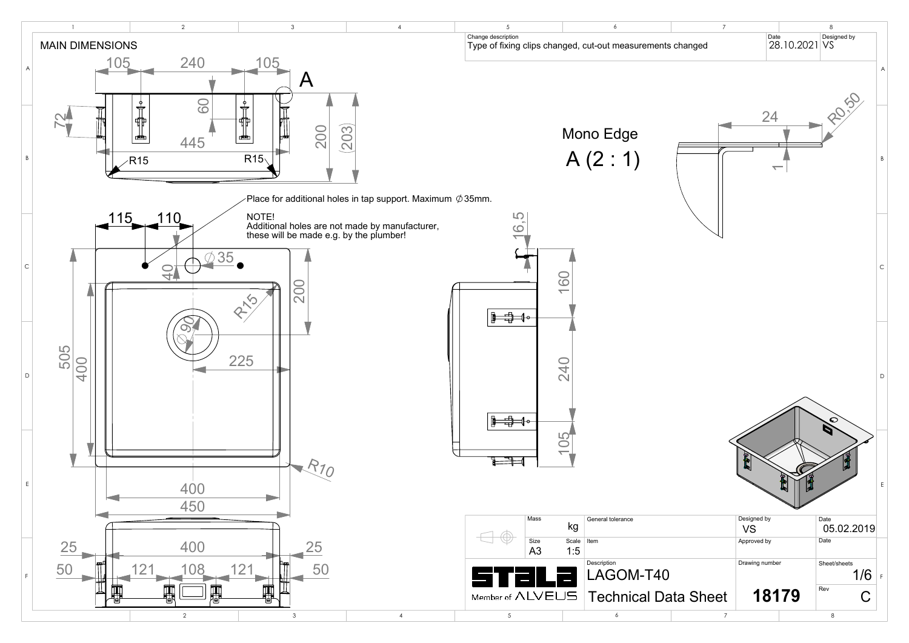# MAIN DIMENSIONS

| Change description | Date | Designed by |
|---|---|---|
| Type of fixing clips changed, cut-out measurements changed | 28.10.2021 | VS |

Mono Edge

A (2 : 1)

24

R0,50

1

105 240 105

A

72

60

200

(203)

445

R15 R15

Place for additional holes in tap support. Maximum ∅35mm.

NOTE!
Additional holes are not made by manufacturer, these will be made e.g. by the plumber!

115 110

∅35

40

R15

∅90

200

225

505

400

R10

400

450

16,5

160

240

105

25 400 25

50 121 108 121 50

| Mass | kg | General tolerance | Designed by | Date |
|---|---|---|---|---|
| | | | VS | 05.02.2019 |
| Size | Scale | Item | Approved by | Date |
| A3 | 1:5 | | | |
| | | Description | Drawing number | Sheet/sheets |
| | | LAGOM-T40 | | 1/6 |
| | | Technical Data Sheet | 18179 | Rev C |

STALA Member of ALVEUS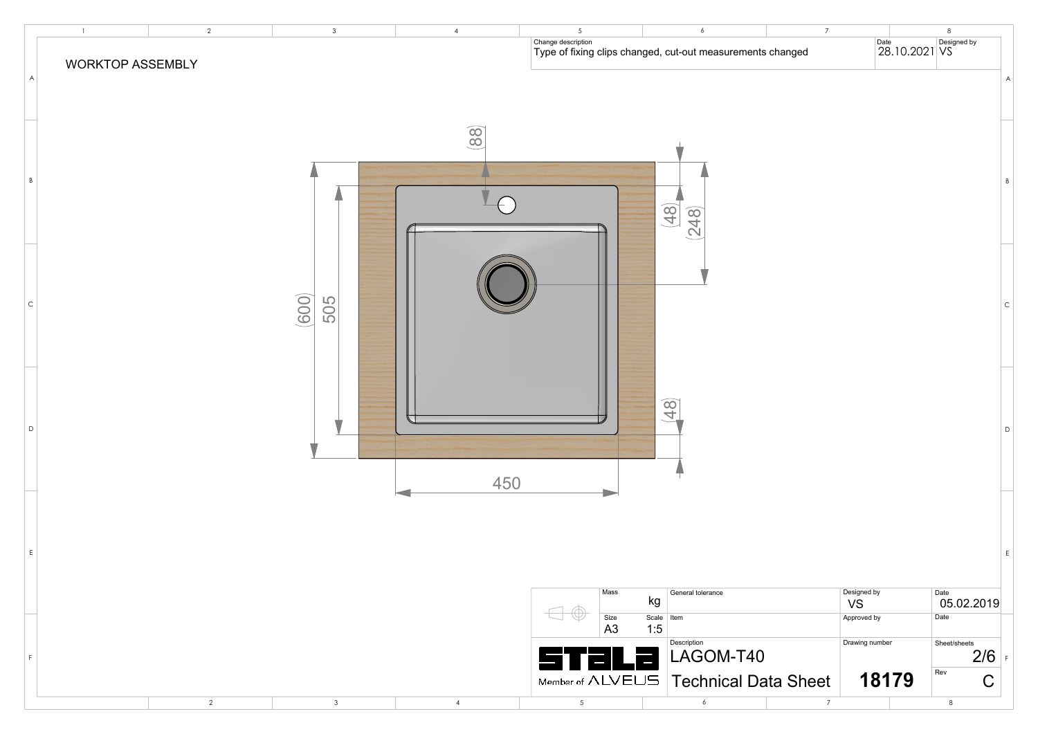## WORKTOP ASSEMBLY

| Change description | Date | Designed by |
| --- | --- | --- |
| Type of fixing clips changed, cut-out measurements changed | 28.10.2021 | VS |

Dimensions: 88, (48), (248), (600), 505, (48), 450

| Mass | kg | General tolerance | Designed by VS | Date 05.02.2019 |
| --- | --- | --- | --- | --- |
| Size A3 | Scale 1:5 | Item | Approved by | Date |
| STALA Member of ALVEUS | | Description LAGOM-T40 Technical Data Sheet | Drawing number 18179 | Sheet/sheets 2/6, Rev C |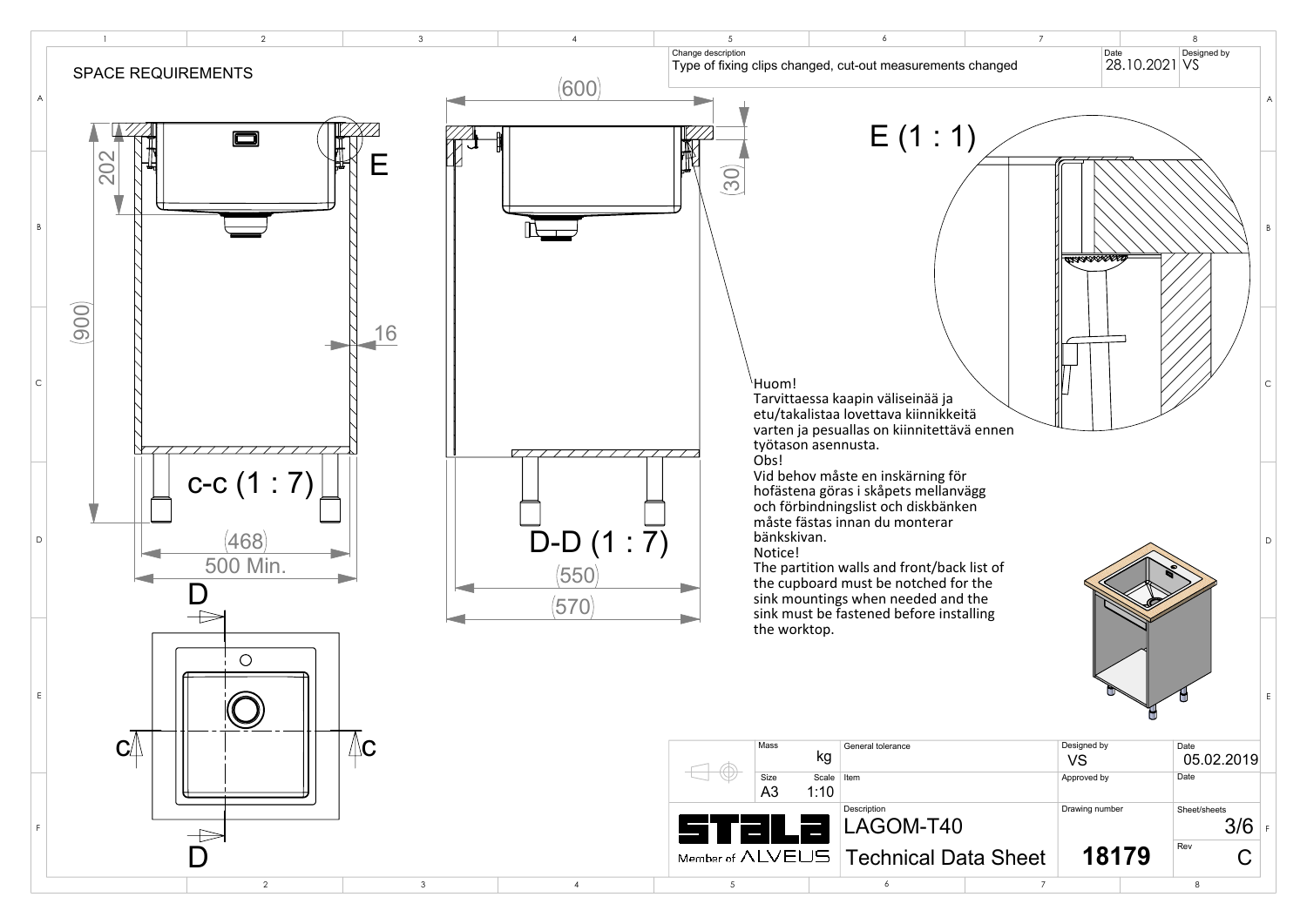# SPACE REQUIREMENTS

| Change description | Date | Designed by |
|---|---|---|
| Type of fixing clips changed, cut-out measurements changed | 28.10.2021 | VS |

202

(900)

16

c-c (1 : 7)

(468)

500 Min.

(600)

(30)

D-D (1 : 7)

(550)

(570)

E (1 : 1)

E

D

D

C

C

Huom!
Tarvittaessa kaapin väliseinää ja etu/takalistaa lovettava kiinnikkeitä varten ja pesuallas on kiinnitettävä ennen työtason asennusta.

Obs!
Vid behov måste en inskärning för hofästena göras i skåpets mellanvägg och förbindningslist och diskbänken måste fästas innan du monterar bänkskivan.

Notice!
The partition walls and front/back list of the cupboard must be notched for the sink mountings when needed and the sink must be fastened before installing the worktop.

| Mass | kg | General tolerance | Designed by | VS | Date | 05.02.2019 |
|---|---|---|---|---|---|---|
| Size | A3 | Scale 1:10 | Item | Approved by | | Date |
| | | | Description: LAGOM-T40 | Drawing number | | Sheet/sheets: 3/6 |
| STALA Member of ALVEUS | | | Technical Data Sheet | 18179 | | Rev: C |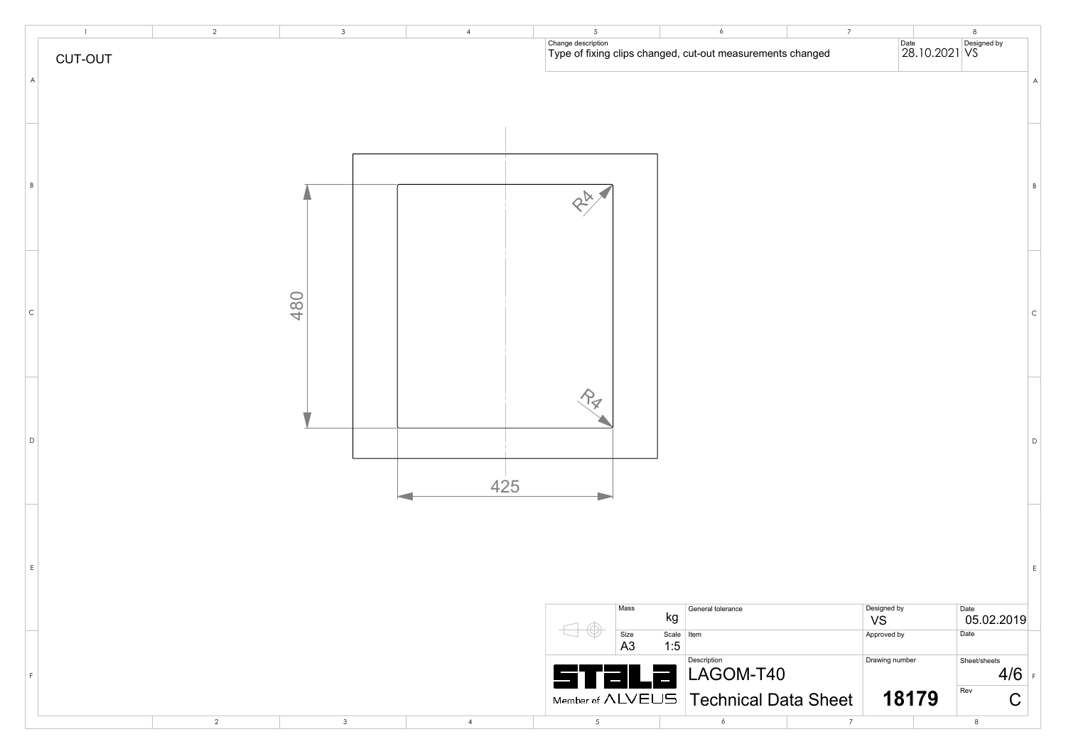# CUT-OUT

| Change description | Date | Designed by |
|---|---|---|
| Type of fixing clips changed, cut-out measurements changed | 28.10.2021 | VS |

480

425

R4

R4

| Mass | kg | General tolerance | Designed by | Date |
|---|---|---|---|---|
| | | | VS | 05.02.2019 |
| Size | Scale | Item | Approved by | Date |
| A3 | 1:5 | | | |
| | | Description | Drawing number | Sheet/sheets |
| | | LAGOM-T40 | | 4/6 |
| | | Technical Data Sheet | 18179 | Rev C |

STALA Member of ALVEUS